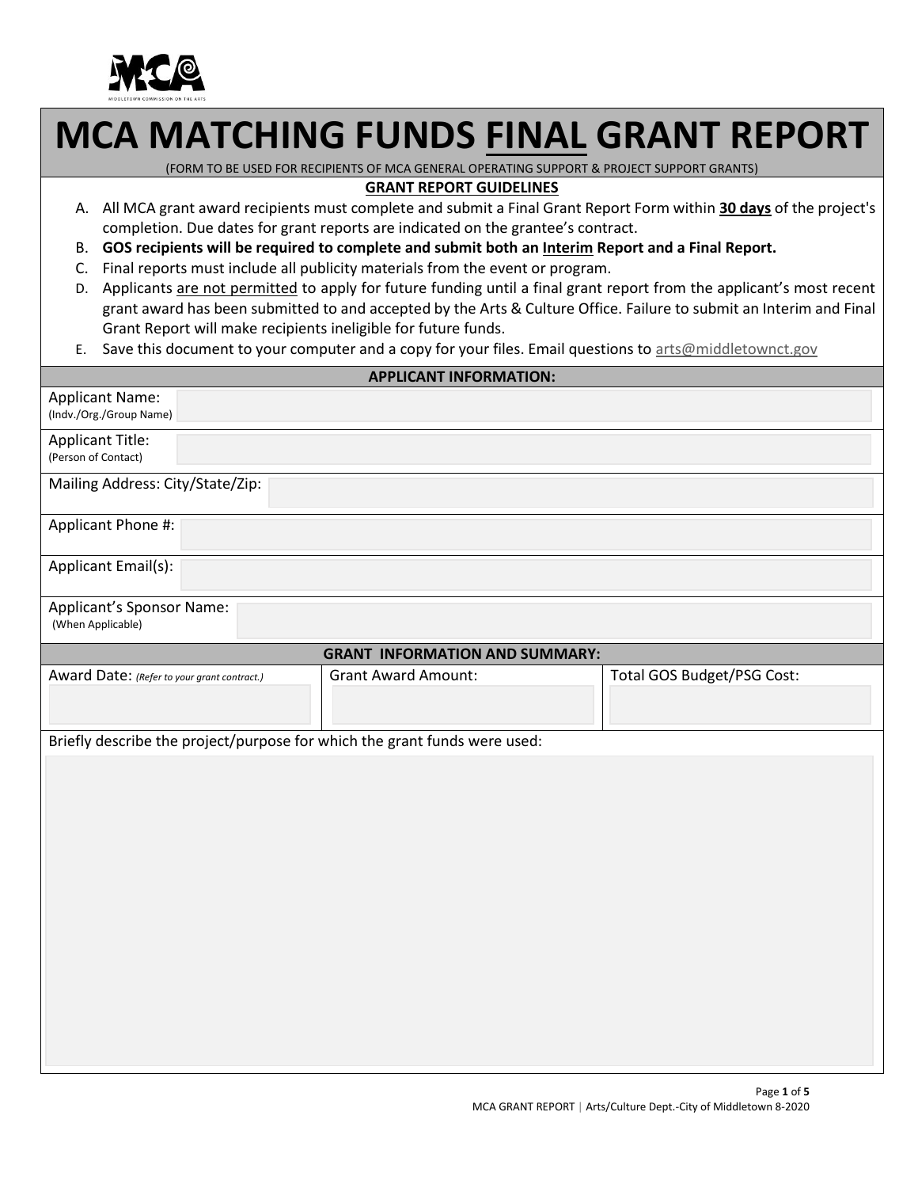# MCA MATCHING FUNDS FINAL GRANT REPORT

(FORM TO BE USED FOR RECIPIENTS OF MCA GENERAL OPERATING SUPPORT & PROJECT SUPPORT GRANTS)

## GRANT REPORT GUIDELINES

A. All MCA grant award recipients must complete and submit a Final Grant Report Form within **30 days** of the project's completion. Due dates for grant reports are indicated on the grantee's contract.
B. **GOS recipients will be required to complete and submit both an Interim Report and a Final Report.**
C. Final reports must include all publicity materials from the event or program.
D. Applicants are not permitted to apply for future funding until a final grant report from the applicant's most recent grant award has been submitted to and accepted by the Arts & Culture Office. Failure to submit an Interim and Final Grant Report will make recipients ineligible for future funds.
E. Save this document to your computer and a copy for your files. Email questions to arts@middletownct.gov

## APPLICANT INFORMATION:

| | |
|---|---|
| Applicant Name: (Indv./Org./Group Name) | |
| Applicant Title: (Person of Contact) | |
| Mailing Address: City/State/Zip: | |
| Applicant Phone #: | |
| Applicant Email(s): | |
| Applicant's Sponsor Name: (When Applicable) | |

## GRANT INFORMATION AND SUMMARY:

| Award Date: *(Refer to your grant contract.)* | Grant Award Amount: | Total GOS Budget/PSG Cost: |
|---|---|---|
| | | |

Briefly describe the project/purpose for which the grant funds were used: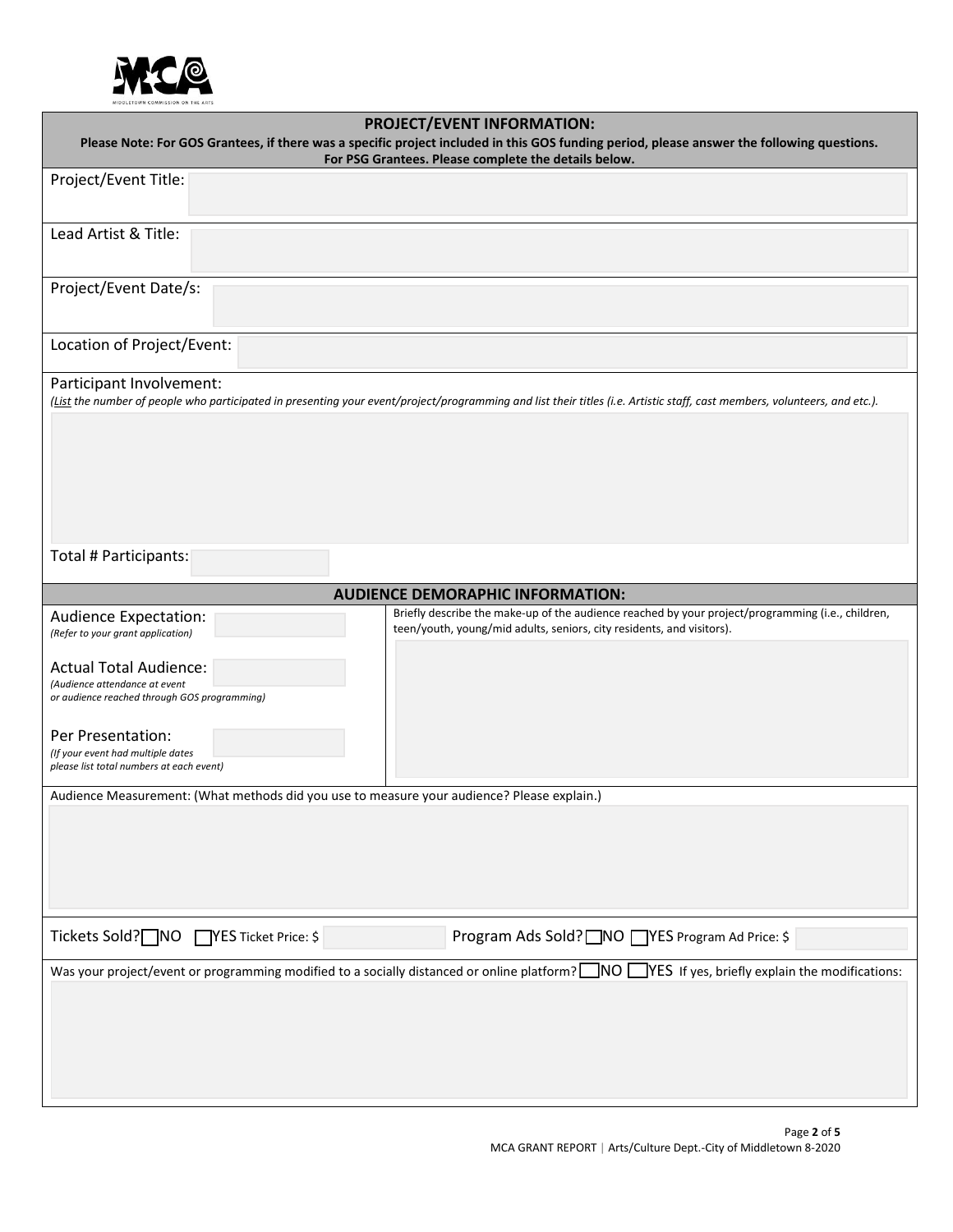## PROJECT/EVENT INFORMATION:

**Please Note: For GOS Grantees, if there was a specific project included in this GOS funding period, please answer the following questions. For PSG Grantees. Please complete the details below.**

Project/Event Title:

Lead Artist & Title:

Project/Event Date/s:

Location of Project/Event:

Participant Involvement:

*(List the number of people who participated in presenting your event/project/programming and list their titles (i.e. Artistic staff, cast members, volunteers, and etc.).*

Total # Participants:

## AUDIENCE DEMOGRAPHIC INFORMATION:

Audience Expectation:
*(Refer to your grant application)*

Actual Total Audience:
*(Audience attendance at event or audience reached through GOS programming)*

Per Presentation:
*(If your event had multiple dates please list total numbers at each event)*

Briefly describe the make-up of the audience reached by your project/programming (i.e., children, teen/youth, young/mid adults, seniors, city residents, and visitors).

Audience Measurement: (What methods did you use to measure your audience? Please explain.)

Tickets Sold? ☐ NO ☐ YES Ticket Price: $

Program Ads Sold? ☐ NO ☐ YES Program Ad Price: $

Was your project/event or programming modified to a socially distanced or online platform? ☐ NO ☐ YES If yes, briefly explain the modifications: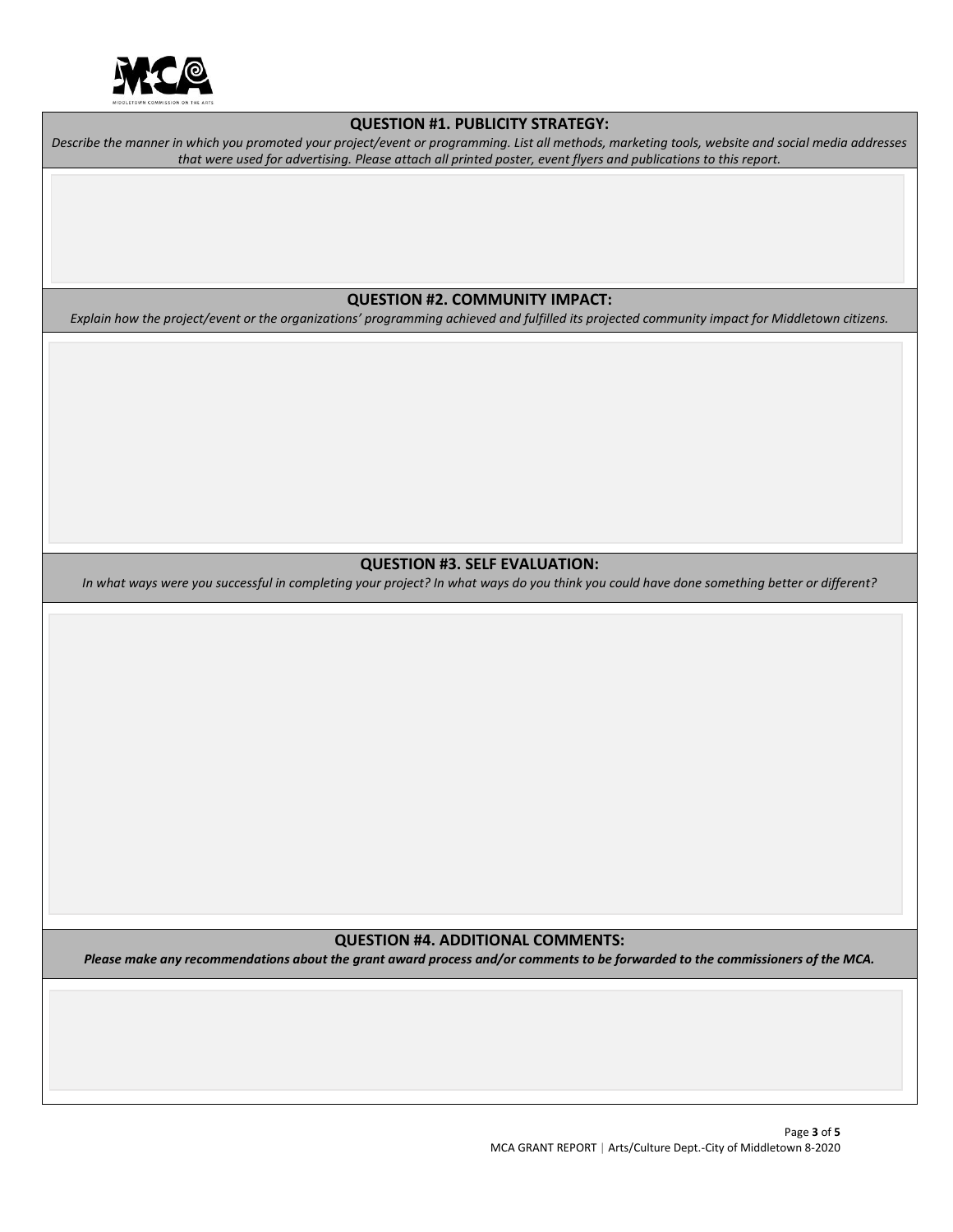## QUESTION #1. PUBLICITY STRATEGY:

*Describe the manner in which you promoted your project/event or programming. List all methods, marketing tools, website and social media addresses that were used for advertising. Please attach all printed poster, event flyers and publications to this report.*

## QUESTION #2. COMMUNITY IMPACT:

*Explain how the project/event or the organizations' programming achieved and fulfilled its projected community impact for Middletown citizens.*

## QUESTION #3. SELF EVALUATION:

*In what ways were you successful in completing your project? In what ways do you think you could have done something better or different?*

## QUESTION #4. ADDITIONAL COMMENTS:

***Please make any recommendations about the grant award process and/or comments to be forwarded to the commissioners of the MCA.***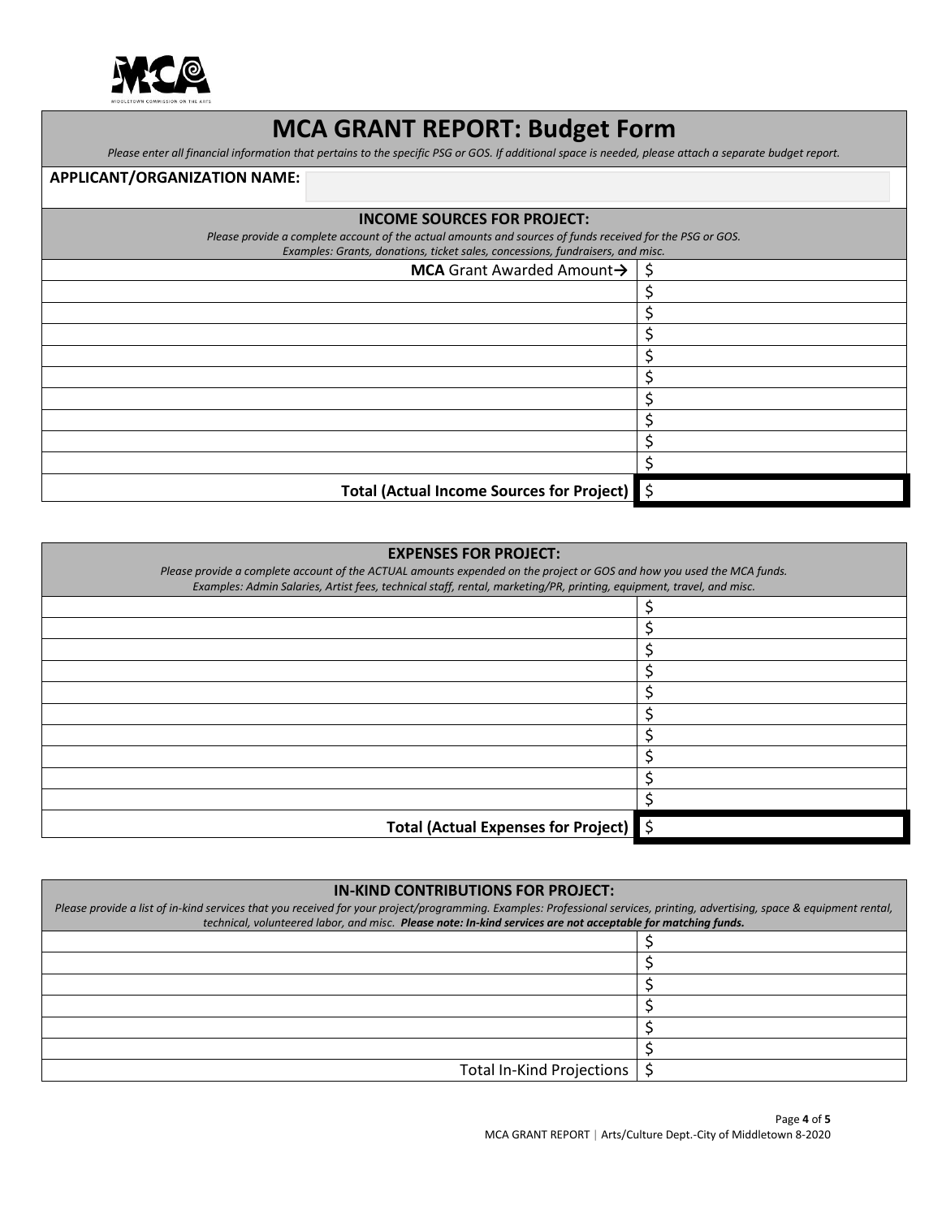# MCA GRANT REPORT: Budget Form

*Please enter all financial information that pertains to the specific PSG or GOS. If additional space is needed, please attach a separate budget report.*

**APPLICANT/ORGANIZATION NAME:**

| **INCOME SOURCES FOR PROJECT:** *Please provide a complete account of the actual amounts and sources of funds received for the PSG or GOS. Examples: Grants, donations, ticket sales, concessions, fundraisers, and misc.* | |
|---|---|
| **MCA** Grant Awarded Amount→ | $ |
| | $ |
| | $ |
| | $ |
| | $ |
| | $ |
| | $ |
| | $ |
| | $ |
| | $ |
| **Total (Actual Income Sources for Project)** | $ |

| **EXPENSES FOR PROJECT:** *Please provide a complete account of the ACTUAL amounts expended on the project or GOS and how you used the MCA funds. Examples: Admin Salaries, Artist fees, technical staff, rental, marketing/PR, printing, equipment, travel, and misc.* | |
|---|---|
| | $ |
| | $ |
| | $ |
| | $ |
| | $ |
| | $ |
| | $ |
| | $ |
| | $ |
| | $ |
| **Total (Actual Expenses for Project)** | $ |

| **IN-KIND CONTRIBUTIONS FOR PROJECT:** *Please provide a list of in-kind services that you received for your project/programming. Examples: Professional services, printing, advertising, space & equipment rental, technical, volunteered labor, and misc.* ***Please note: In-kind services are not acceptable for matching funds.*** | |
|---|---|
| | $ |
| | $ |
| | $ |
| | $ |
| | $ |
| | $ |
| Total In-Kind Projections | $ |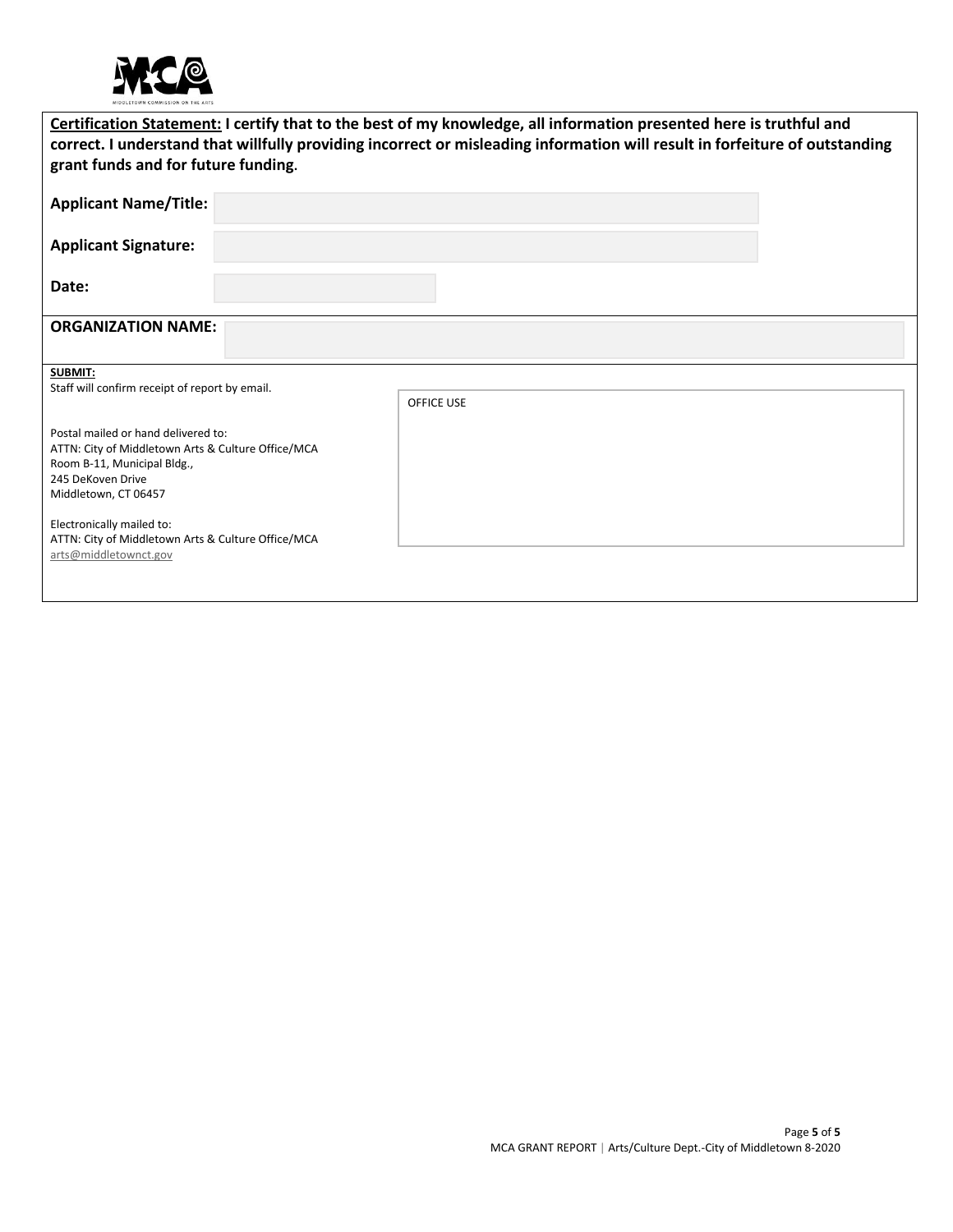**<u>Certification Statement:</u> I certify that to the best of my knowledge, all information presented here is truthful and correct. I understand that willfully providing incorrect or misleading information will result in forfeiture of outstanding grant funds and for future funding.**

**Applicant Name/Title:**

**Applicant Signature:**

**Date:**

**ORGANIZATION NAME:**

**<u>SUBMIT:</u>**

Staff will confirm receipt of report by email.

Postal mailed or hand delivered to:
ATTN: City of Middletown Arts & Culture Office/MCA
Room B-11, Municipal Bldg.,
245 DeKoven Drive
Middletown, CT 06457

Electronically mailed to:
ATTN: City of Middletown Arts & Culture Office/MCA
arts@middletownct.gov

OFFICE USE